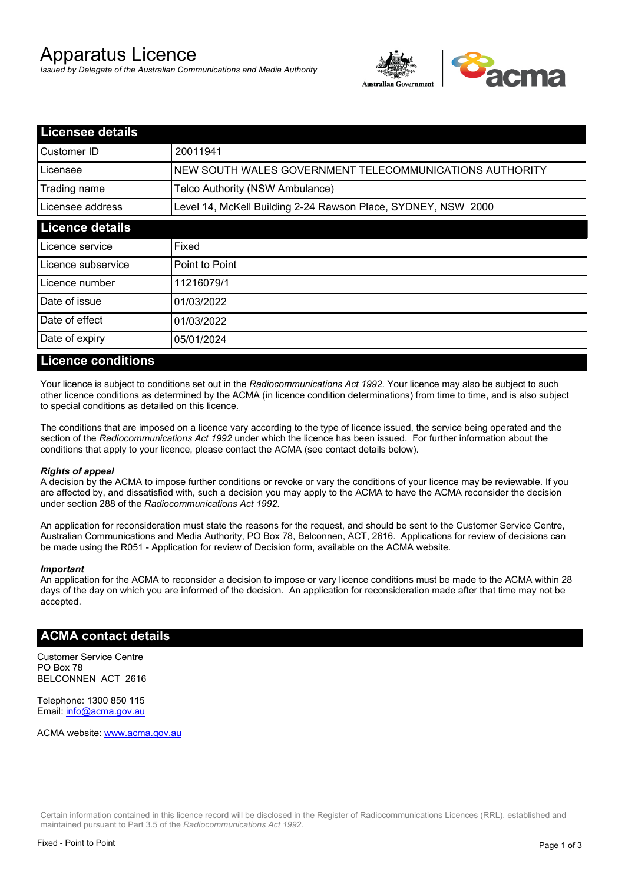# Apparatus Licence

*Issued by Delegate of the Australian Communications and Media Authority*

## Licensee details

| | |
|---|---|
| Customer ID | 20011941 |
| Licensee | NEW SOUTH WALES GOVERNMENT TELECOMMUNICATIONS AUTHORITY |
| Trading name | Telco Authority (NSW Ambulance) |
| Licensee address | Level 14, McKell Building 2-24 Rawson Place, SYDNEY, NSW 2000 |

## Licence details

| | |
|---|---|
| Licence service | Fixed |
| Licence subservice | Point to Point |
| Licence number | 11216079/1 |
| Date of issue | 01/03/2022 |
| Date of effect | 01/03/2022 |
| Date of expiry | 05/01/2024 |

## Licence conditions

Your licence is subject to conditions set out in the *Radiocommunications Act 1992*. Your licence may also be subject to such other licence conditions as determined by the ACMA (in licence condition determinations) from time to time, and is also subject to special conditions as detailed on this licence.

The conditions that are imposed on a licence vary according to the type of licence issued, the service being operated and the section of the *Radiocommunications Act 1992* under which the licence has been issued. For further information about the conditions that apply to your licence, please contact the ACMA (see contact details below).

***Rights of appeal***

A decision by the ACMA to impose further conditions or revoke or vary the conditions of your licence may be reviewable. If you are affected by, and dissatisfied with, such a decision you may apply to the ACMA to have the ACMA reconsider the decision under section 288 of the *Radiocommunications Act 1992*.

An application for reconsideration must state the reasons for the request, and should be sent to the Customer Service Centre, Australian Communications and Media Authority, PO Box 78, Belconnen, ACT, 2616. Applications for review of decisions can be made using the R051 - Application for review of Decision form, available on the ACMA website.

***Important***

An application for the ACMA to reconsider a decision to impose or vary licence conditions must be made to the ACMA within 28 days of the day on which you are informed of the decision. An application for reconsideration made after that time may not be accepted.

## ACMA contact details

Customer Service Centre
PO Box 78
BELCONNEN ACT 2616

Telephone: 1300 850 115
Email: info@acma.gov.au

ACMA website: www.acma.gov.au

Certain information contained in this licence record will be disclosed in the Register of Radiocommunications Licences (RRL), established and maintained pursuant to Part 3.5 of the *Radiocommunications Act 1992.*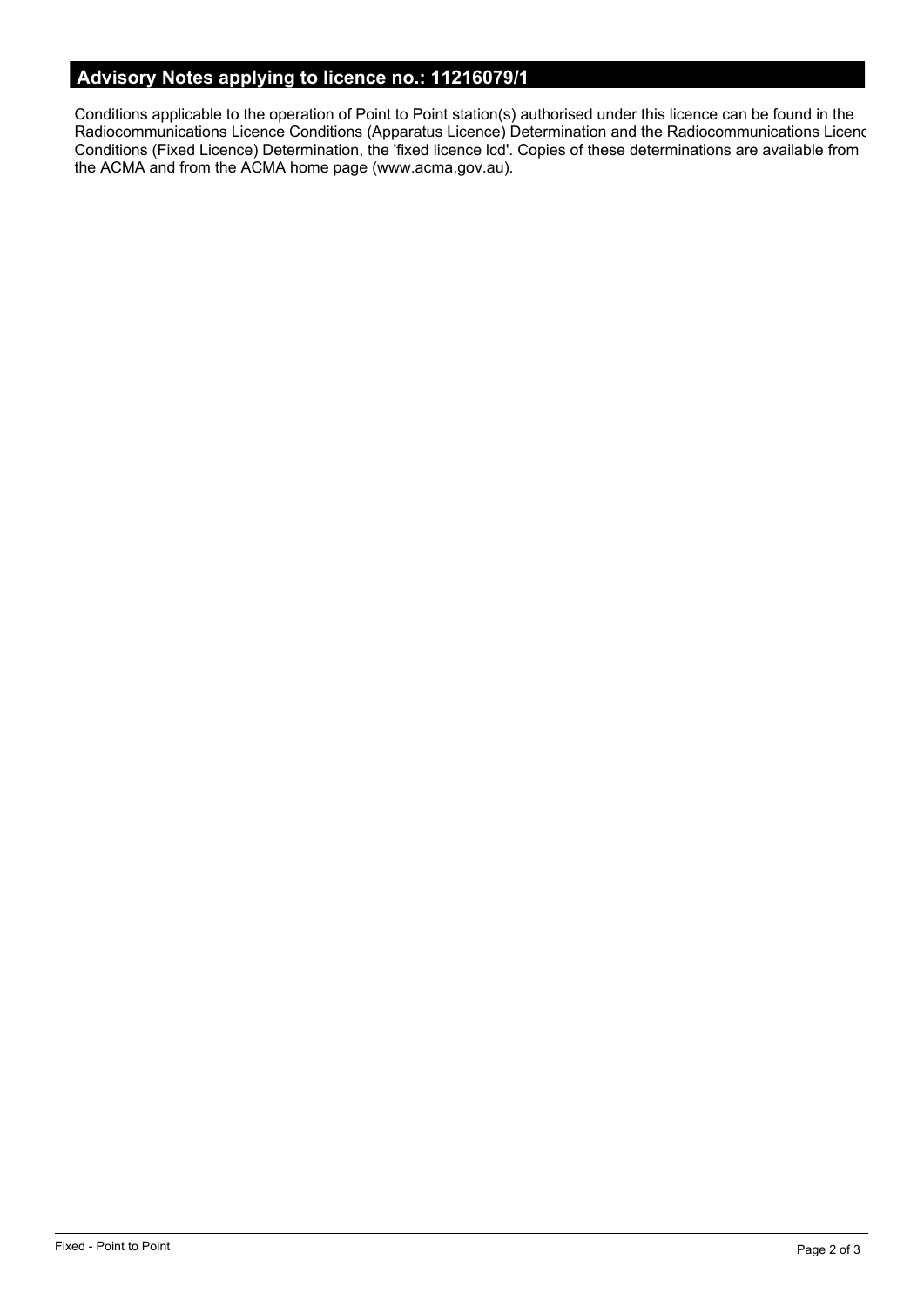## Advisory Notes applying to licence no.: 11216079/1

Conditions applicable to the operation of Point to Point station(s) authorised under this licence can be found in the Radiocommunications Licence Conditions (Apparatus Licence) Determination and the Radiocommunications Licenc Conditions (Fixed Licence) Determination, the 'fixed licence lcd'. Copies of these determinations are available from the ACMA and from the ACMA home page (www.acma.gov.au).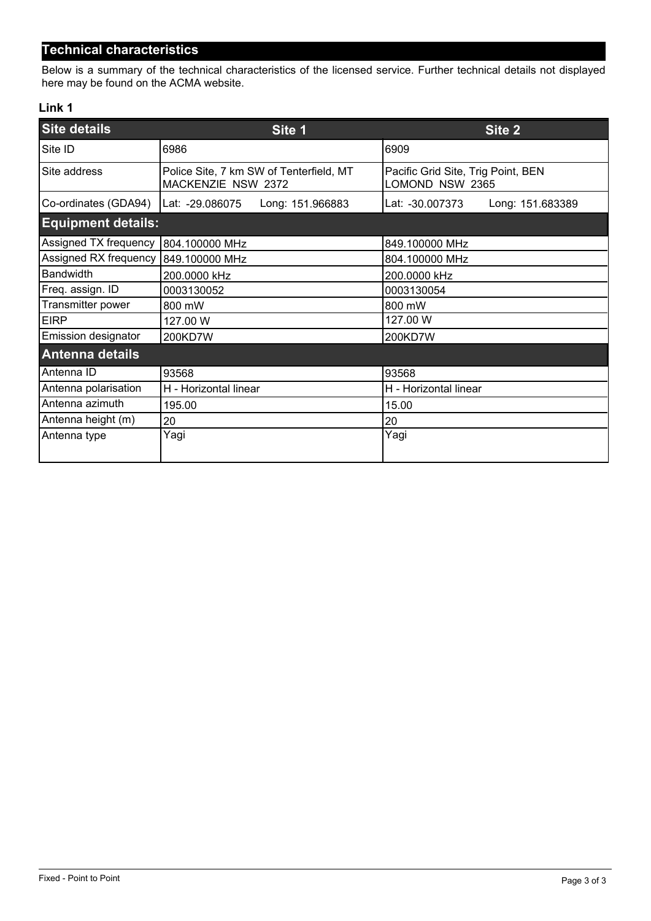## Technical characteristics

Below is a summary of the technical characteristics of the licensed service. Further technical details not displayed here may be found on the ACMA website.

### Link 1

| Site details | Site 1 | Site 2 |
|---|---|---|
| Site ID | 6986 | 6909 |
| Site address | Police Site, 7 km SW of Tenterfield, MT MACKENZIE NSW 2372 | Pacific Grid Site, Trig Point, BEN LOMOND NSW 2365 |
| Co-ordinates (GDA94) | Lat: -29.086075 Long: 151.966883 | Lat: -30.007373 Long: 151.683389 |
| **Equipment details:** | | |
| Assigned TX frequency | 804.100000 MHz | 849.100000 MHz |
| Assigned RX frequency | 849.100000 MHz | 804.100000 MHz |
| Bandwidth | 200.0000 kHz | 200.0000 kHz |
| Freq. assign. ID | 0003130052 | 0003130054 |
| Transmitter power | 800 mW | 800 mW |
| EIRP | 127.00 W | 127.00 W |
| Emission designator | 200KD7W | 200KD7W |
| **Antenna details** | | |
| Antenna ID | 93568 | 93568 |
| Antenna polarisation | H - Horizontal linear | H - Horizontal linear |
| Antenna azimuth | 195.00 | 15.00 |
| Antenna height (m) | 20 | 20 |
| Antenna type | Yagi | Yagi |

Fixed - Point to Point